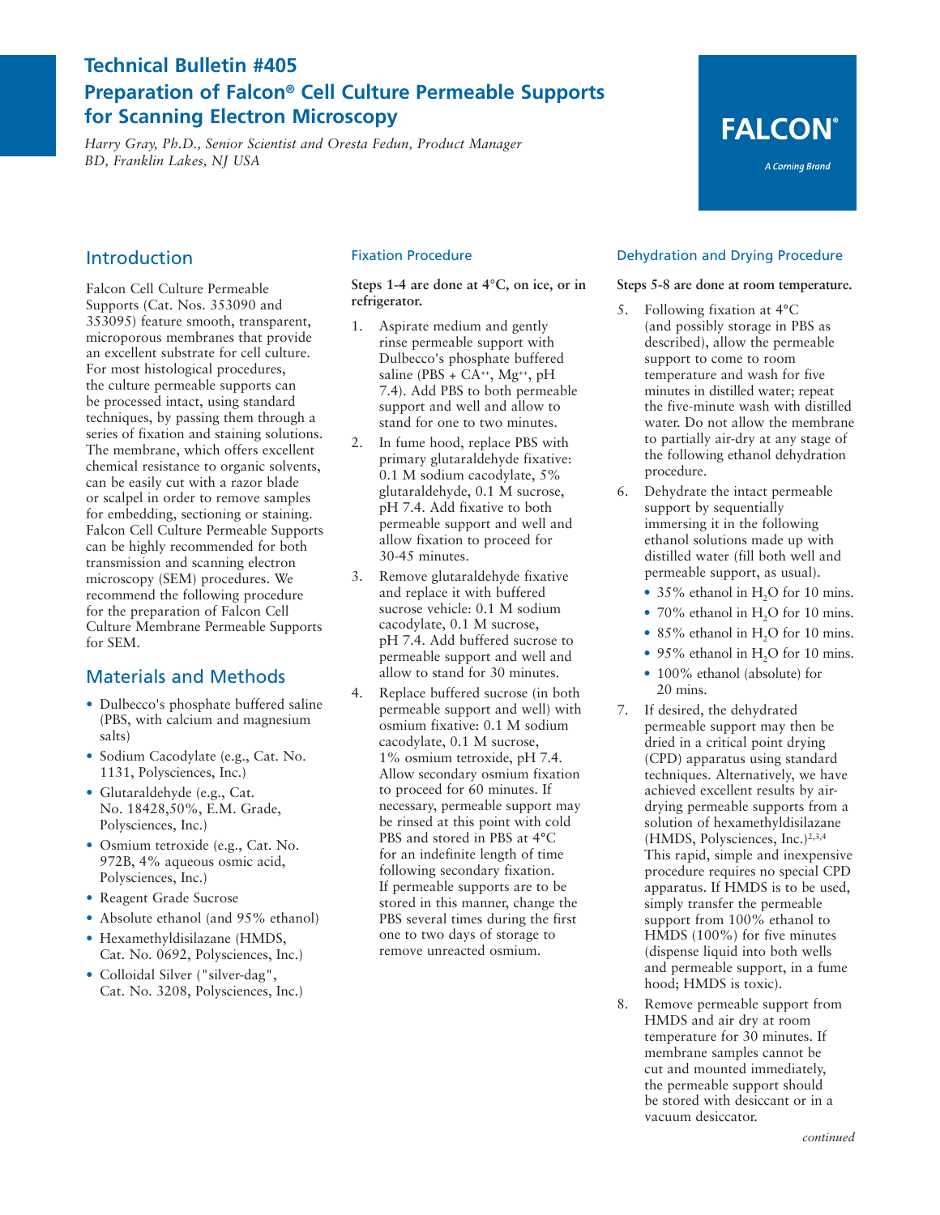# Technical Bulletin #405

# Preparation of Falcon® Cell Culture Permeable Supports for Scanning Electron Microscopy

*Harry Gray, Ph.D., Senior Scientist and Oresta Fedun, Product Manager*
*BD, Franklin Lakes, NJ USA*

FALCON®
*A Corning Brand*

## Introduction

Falcon Cell Culture Permeable Supports (Cat. Nos. 353090 and 353095) feature smooth, transparent, microporous membranes that provide an excellent substrate for cell culture. For most histological procedures, the culture permeable supports can be processed intact, using standard techniques, by passing them through a series of fixation and staining solutions. The membrane, which offers excellent chemical resistance to organic solvents, can be easily cut with a razor blade or scalpel in order to remove samples for embedding, sectioning or staining. Falcon Cell Culture Permeable Supports can be highly recommended for both transmission and scanning electron microscopy (SEM) procedures. We recommend the following procedure for the preparation of Falcon Cell Culture Membrane Permeable Supports for SEM.

## Materials and Methods

- Dulbecco's phosphate buffered saline (PBS, with calcium and magnesium salts)
- Sodium Cacodylate (e.g., Cat. No. 1131, Polysciences, Inc.)
- Glutaraldehyde (e.g., Cat. No. 18428,50%, E.M. Grade, Polysciences, Inc.)
- Osmium tetroxide (e.g., Cat. No. 972B, 4% aqueous osmic acid, Polysciences, Inc.)
- Reagent Grade Sucrose
- Absolute ethanol (and 95% ethanol)
- Hexamethyldisilazane (HMDS, Cat. No. 0692, Polysciences, Inc.)
- Colloidal Silver ("silver-dag", Cat. No. 3208, Polysciences, Inc.)

### Fixation Procedure

**Steps 1-4 are done at 4°C, on ice, or in refrigerator.**

1. Aspirate medium and gently rinse permeable support with Dulbecco's phosphate buffered saline (PBS + $CA^{++}$, $Mg^{++}$, pH 7.4). Add PBS to both permeable support and well and allow to stand for one to two minutes.
2. In fume hood, replace PBS with primary glutaraldehyde fixative: 0.1 M sodium cacodylate, 5% glutaraldehyde, 0.1 M sucrose, pH 7.4. Add fixative to both permeable support and well and allow fixation to proceed for 30-45 minutes.
3. Remove glutaraldehyde fixative and replace it with buffered sucrose vehicle: 0.1 M sodium cacodylate, 0.1 M sucrose, pH 7.4. Add buffered sucrose to permeable support and well and allow to stand for 30 minutes.
4. Replace buffered sucrose (in both permeable support and well) with osmium fixative: 0.1 M sodium cacodylate, 0.1 M sucrose, 1% osmium tetroxide, pH 7.4. Allow secondary osmium fixation to proceed for 60 minutes. If necessary, permeable support may be rinsed at this point with cold PBS and stored in PBS at 4°C for an indefinite length of time following secondary fixation. If permeable supports are to be stored in this manner, change the PBS several times during the first one to two days of storage to remove unreacted osmium.

### Dehydration and Drying Procedure

**Steps 5-8 are done at room temperature.**

5. Following fixation at 4°C (and possibly storage in PBS as described), allow the permeable support to come to room temperature and wash for five minutes in distilled water; repeat the five-minute wash with distilled water. Do not allow the membrane to partially air-dry at any stage of the following ethanol dehydration procedure.
6. Dehydrate the intact permeable support by sequentially immersing it in the following ethanol solutions made up with distilled water (fill both well and permeable support, as usual).
   - 35% ethanol in $H_2O$ for 10 mins.
   - 70% ethanol in $H_2O$ for 10 mins.
   - 85% ethanol in $H_2O$ for 10 mins.
   - 95% ethanol in $H_2O$ for 10 mins.
   - 100% ethanol (absolute) for 20 mins.
7. If desired, the dehydrated permeable support may then be dried in a critical point drying (CPD) apparatus using standard techniques. Alternatively, we have achieved excellent results by air-drying permeable supports from a solution of hexamethyldisilazane (HMDS, Polysciences, Inc.)[2,3,4] This rapid, simple and inexpensive procedure requires no special CPD apparatus. If HMDS is to be used, simply transfer the permeable support from 100% ethanol to HMDS (100%) for five minutes (dispense liquid into both wells and permeable support, in a fume hood; HMDS is toxic).
8. Remove permeable support from HMDS and air dry at room temperature for 30 minutes. If membrane samples cannot be cut and mounted immediately, the permeable support should be stored with desiccant or in a vacuum desiccator.

*continued*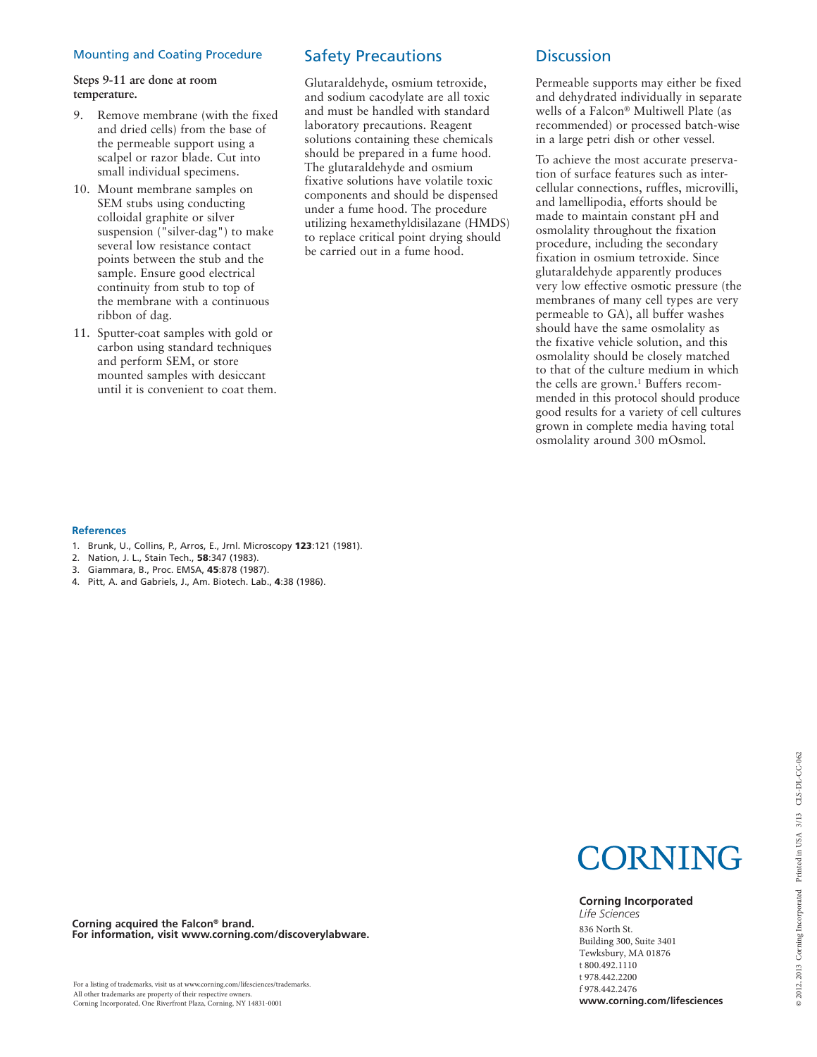### Mounting and Coating Procedure

**Steps 9-11 are done at room temperature.**

9. Remove membrane (with the fixed and dried cells) from the base of the permeable support using a scalpel or razor blade. Cut into small individual specimens.
10. Mount membrane samples on SEM stubs using conducting colloidal graphite or silver suspension ("silver-dag") to make several low resistance contact points between the stub and the sample. Ensure good electrical continuity from stub to top of the membrane with a continuous ribbon of dag.
11. Sputter-coat samples with gold or carbon using standard techniques and perform SEM, or store mounted samples with desiccant until it is convenient to coat them.

## Safety Precautions

Glutaraldehyde, osmium tetroxide, and sodium cacodylate are all toxic and must be handled with standard laboratory precautions. Reagent solutions containing these chemicals should be prepared in a fume hood. The glutaraldehyde and osmium fixative solutions have volatile toxic components and should be dispensed under a fume hood. The procedure utilizing hexamethyldisilazane (HMDS) to replace critical point drying should be carried out in a fume hood.

## Discussion

Permeable supports may either be fixed and dehydrated individually in separate wells of a Falcon® Multiwell Plate (as recommended) or processed batch-wise in a large petri dish or other vessel.

To achieve the most accurate preservation of surface features such as intercellular connections, ruffles, microvilli, and lamellipodia, efforts should be made to maintain constant pH and osmolality throughout the fixation procedure, including the secondary fixation in osmium tetroxide. Since glutaraldehyde apparently produces very low effective osmotic pressure (the membranes of many cell types are very permeable to GA), all buffer washes should have the same osmolality as the fixative vehicle solution, and this osmolality should be closely matched to that of the culture medium in which the cells are grown.[1] Buffers recommended in this protocol should produce good results for a variety of cell cultures grown in complete media having total osmolality around 300 mOsmol.

### References

1. Brunk, U., Collins, P., Arros, E., Jrnl. Microscopy **123**:121 (1981).
2. Nation, J. L., Stain Tech., **58**:347 (1983).
3. Giammara, B., Proc. EMSA, **45**:878 (1987).
4. Pitt, A. and Gabriels, J., Am. Biotech. Lab., **4**:38 (1986).

**Corning acquired the Falcon® brand.**
**For information, visit www.corning.com/discoverylabware.**

For a listing of trademarks, visit us at www.corning.com/lifesciences/trademarks.
All other trademarks are property of their respective owners.
Corning Incorporated, One Riverfront Plaza, Corning, NY 14831-0001

CORNING

**Corning Incorporated**
*Life Sciences*
836 North St.
Building 300, Suite 3401
Tewksbury, MA 01876
t 800.492.1110
t 978.442.2200
f 978.442.2476
**www.corning.com/lifesciences**

© 2012, 2013 Corning Incorporated Printed in USA 3/13 CLS-DL-CC-062